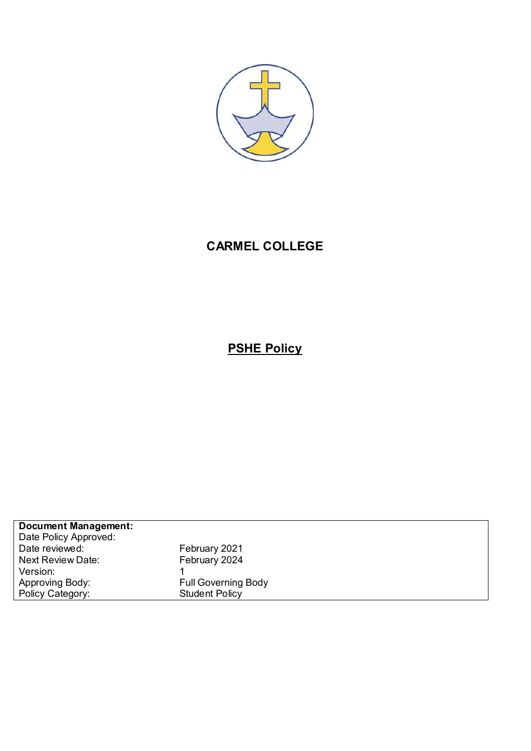# CARMEL COLLEGE

## PSHE Policy

| **Document Management:** | |
|---|---|
| Date Policy Approved: | |
| Date reviewed: | February 2021 |
| Next Review Date: | February 2024 |
| Version: | 1 |
| Approving Body: | Full Governing Body |
| Policy Category: | Student Policy |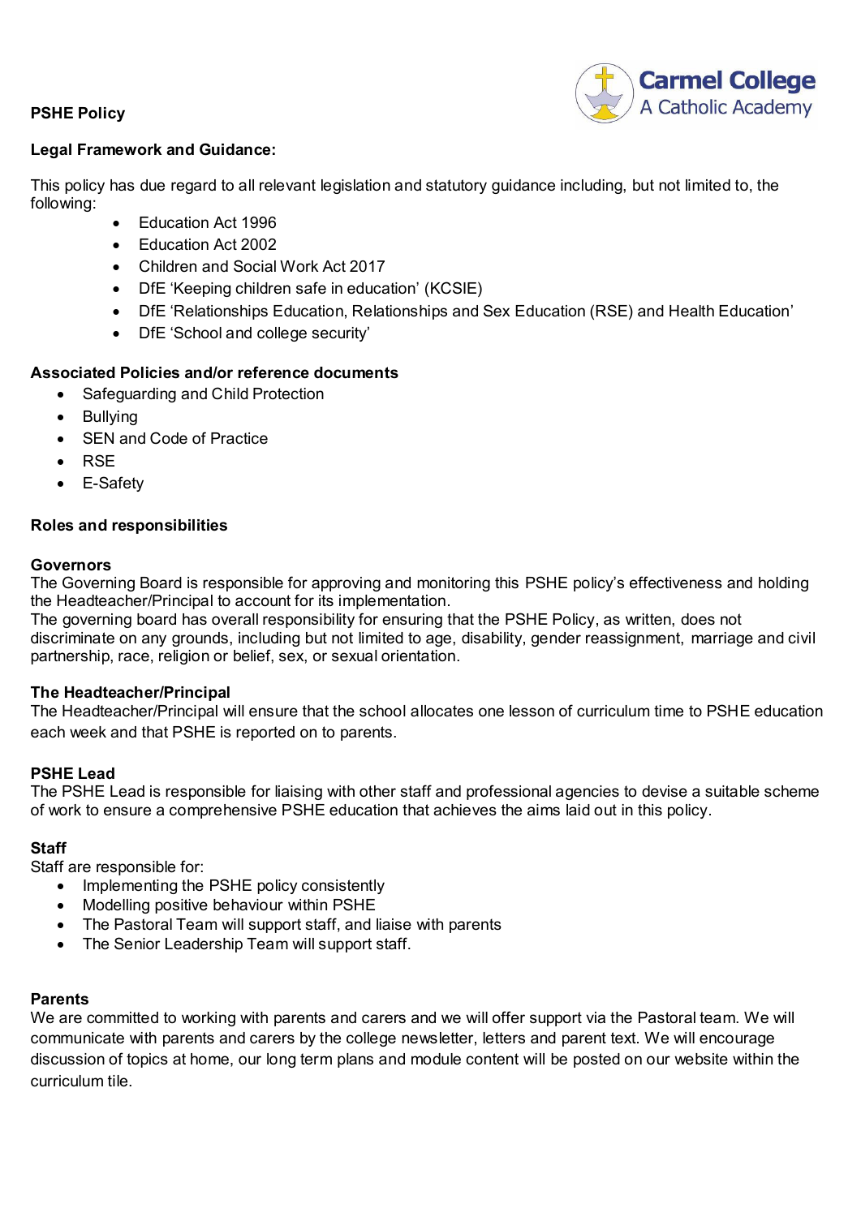**PSHE Policy**

**Legal Framework and Guidance:**

This policy has due regard to all relevant legislation and statutory guidance including, but not limited to, the following:

- Education Act 1996
- Education Act 2002
- Children and Social Work Act 2017
- DfE 'Keeping children safe in education' (KCSIE)
- DfE 'Relationships Education, Relationships and Sex Education (RSE) and Health Education'
- DfE 'School and college security'

**Associated Policies and/or reference documents**

- Safeguarding and Child Protection
- Bullying
- SEN and Code of Practice
- RSE
- E-Safety

**Roles and responsibilities**

**Governors**

The Governing Board is responsible for approving and monitoring this PSHE policy's effectiveness and holding the Headteacher/Principal to account for its implementation.

The governing board has overall responsibility for ensuring that the PSHE Policy, as written, does not discriminate on any grounds, including but not limited to age, disability, gender reassignment, marriage and civil partnership, race, religion or belief, sex, or sexual orientation.

**The Headteacher/Principal**

The Headteacher/Principal will ensure that the school allocates one lesson of curriculum time to PSHE education each week and that PSHE is reported on to parents.

**PSHE Lead**

The PSHE Lead is responsible for liaising with other staff and professional agencies to devise a suitable scheme of work to ensure a comprehensive PSHE education that achieves the aims laid out in this policy.

**Staff**

Staff are responsible for:

- Implementing the PSHE policy consistently
- Modelling positive behaviour within PSHE
- The Pastoral Team will support staff, and liaise with parents
- The Senior Leadership Team will support staff.

**Parents**

We are committed to working with parents and carers and we will offer support via the Pastoral team. We will communicate with parents and carers by the college newsletter, letters and parent text. We will encourage discussion of topics at home, our long term plans and module content will be posted on our website within the curriculum tile.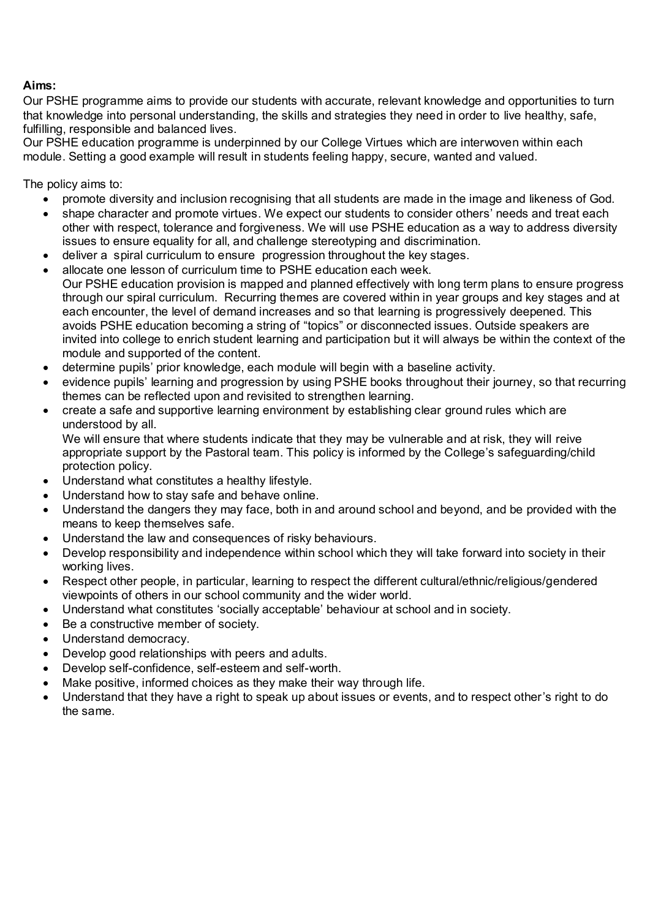**Aims:**
Our PSHE programme aims to provide our students with accurate, relevant knowledge and opportunities to turn that knowledge into personal understanding, the skills and strategies they need in order to live healthy, safe, fulfilling, responsible and balanced lives.
Our PSHE education programme is underpinned by our College Virtues which are interwoven within each module. Setting a good example will result in students feeling happy, secure, wanted and valued.

The policy aims to:

- promote diversity and inclusion recognising that all students are made in the image and likeness of God.
- shape character and promote virtues. We expect our students to consider others' needs and treat each other with respect, tolerance and forgiveness. We will use PSHE education as a way to address diversity issues to ensure equality for all, and challenge stereotyping and discrimination.
- deliver a spiral curriculum to ensure progression throughout the key stages.
- allocate one lesson of curriculum time to PSHE education each week.
  Our PSHE education provision is mapped and planned effectively with long term plans to ensure progress through our spiral curriculum. Recurring themes are covered within in year groups and key stages and at each encounter, the level of demand increases and so that learning is progressively deepened. This avoids PSHE education becoming a string of "topics" or disconnected issues. Outside speakers are invited into college to enrich student learning and participation but it will always be within the context of the module and supported of the content.
- determine pupils' prior knowledge, each module will begin with a baseline activity.
- evidence pupils' learning and progression by using PSHE books throughout their journey, so that recurring themes can be reflected upon and revisited to strengthen learning.
- create a safe and supportive learning environment by establishing clear ground rules which are understood by all.
  We will ensure that where students indicate that they may be vulnerable and at risk, they will reive appropriate support by the Pastoral team. This policy is informed by the College's safeguarding/child protection policy.
- Understand what constitutes a healthy lifestyle.
- Understand how to stay safe and behave online.
- Understand the dangers they may face, both in and around school and beyond, and be provided with the means to keep themselves safe.
- Understand the law and consequences of risky behaviours.
- Develop responsibility and independence within school which they will take forward into society in their working lives.
- Respect other people, in particular, learning to respect the different cultural/ethnic/religious/gendered viewpoints of others in our school community and the wider world.
- Understand what constitutes 'socially acceptable' behaviour at school and in society.
- Be a constructive member of society.
- Understand democracy.
- Develop good relationships with peers and adults.
- Develop self-confidence, self-esteem and self-worth.
- Make positive, informed choices as they make their way through life.
- Understand that they have a right to speak up about issues or events, and to respect other's right to do the same.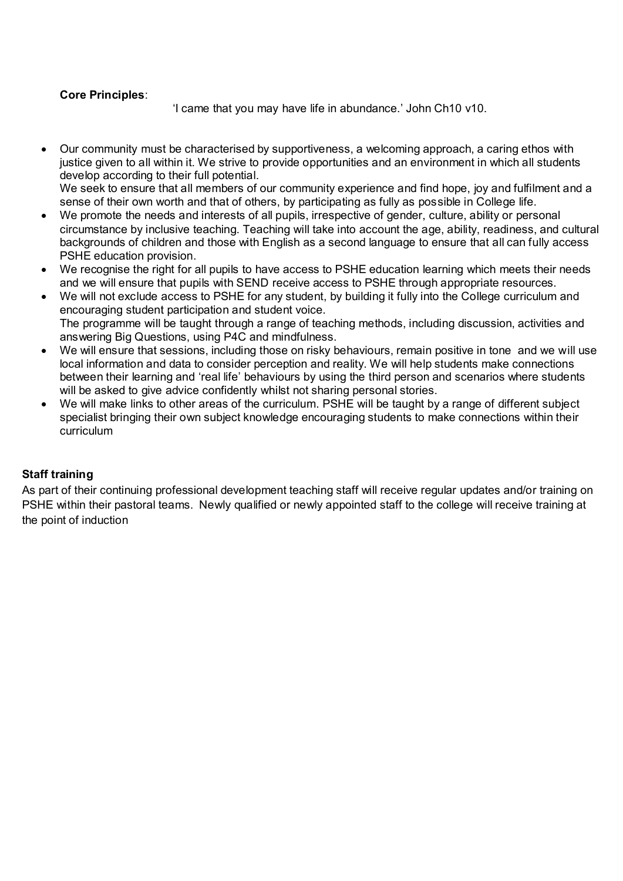**Core Principles**:

'I came that you may have life in abundance.' John Ch10 v10.

- Our community must be characterised by supportiveness, a welcoming approach, a caring ethos with justice given to all within it. We strive to provide opportunities and an environment in which all students develop according to their full potential.
  We seek to ensure that all members of our community experience and find hope, joy and fulfilment and a sense of their own worth and that of others, by participating as fully as possible in College life.
- We promote the needs and interests of all pupils, irrespective of gender, culture, ability or personal circumstance by inclusive teaching. Teaching will take into account the age, ability, readiness, and cultural backgrounds of children and those with English as a second language to ensure that all can fully access PSHE education provision.
- We recognise the right for all pupils to have access to PSHE education learning which meets their needs and we will ensure that pupils with SEND receive access to PSHE through appropriate resources.
- We will not exclude access to PSHE for any student, by building it fully into the College curriculum and encouraging student participation and student voice.
  The programme will be taught through a range of teaching methods, including discussion, activities and answering Big Questions, using P4C and mindfulness.
- We will ensure that sessions, including those on risky behaviours, remain positive in tone and we will use local information and data to consider perception and reality. We will help students make connections between their learning and 'real life' behaviours by using the third person and scenarios where students will be asked to give advice confidently whilst not sharing personal stories.
- We will make links to other areas of the curriculum. PSHE will be taught by a range of different subject specialist bringing their own subject knowledge encouraging students to make connections within their curriculum

**Staff training**

As part of their continuing professional development teaching staff will receive regular updates and/or training on PSHE within their pastoral teams. Newly qualified or newly appointed staff to the college will receive training at the point of induction